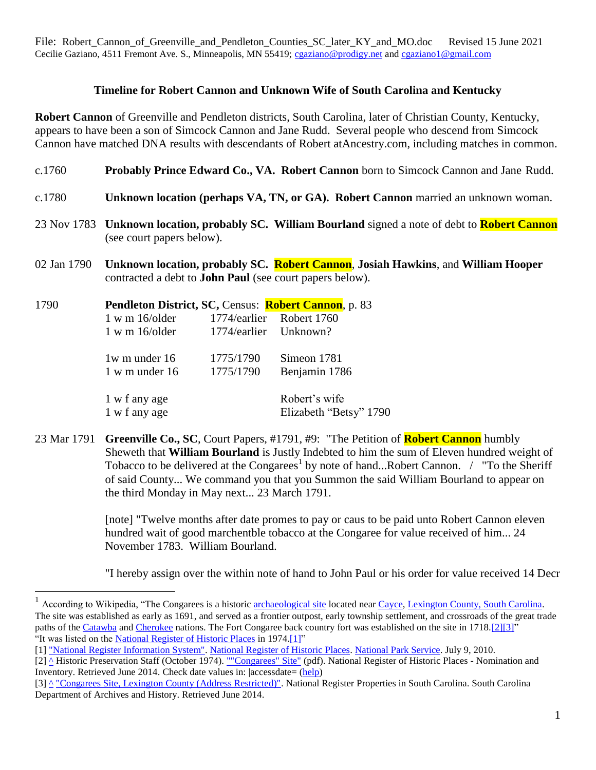File: Robert_Cannon_of_Greenville_and_Pendleton_Counties_SC_later_KY_and_MO.doc     Revised 15 June 2021
Cecilie Gaziano, 4511 Fremont Ave. S., Minneapolis, MN 55419; cgaziano@prodigy.net and cgaziano1@gmail.com

## Timeline for Robert Cannon and Unknown Wife of South Carolina and Kentucky

**Robert Cannon** of Greenville and Pendleton districts, South Carolina, later of Christian County, Kentucky, appears to have been a son of Simcock Cannon and Jane Rudd. Several people who descend from Simcock Cannon have matched DNA results with descendants of Robert atAncestry.com, including matches in common.

c.1760 **Probably Prince Edward Co., VA. Robert Cannon** born to Simcock Cannon and Jane Rudd.

c.1780 **Unknown location (perhaps VA, TN, or GA). Robert Cannon** married an unknown woman.

23 Nov 1783 **Unknown location, probably SC. William Bourland** signed a note of debt to **Robert Cannon** (see court papers below).

02 Jan 1790 **Unknown location, probably SC. Robert Cannon**, **Josiah Hawkins**, and **William Hooper** contracted a debt to **John Paul** (see court papers below).

1790 **Pendleton District, SC,** Census: **Robert Cannon**, p. 83

| | | |
|---|---|---|
| 1 w m 16/older | 1774/earlier | Robert 1760 |
| 1 w m 16/older | 1774/earlier | Unknown? |
| 1w m under 16 | 1775/1790 | Simeon 1781 |
| 1 w m under 16 | 1775/1790 | Benjamin 1786 |
| 1 w f any age | | Robert's wife |
| 1 w f any age | | Elizabeth "Betsy" 1790 |

23 Mar 1791 **Greenville Co., SC**, Court Papers, #1791, #9: "The Petition of **Robert Cannon** humbly Sheweth that **William Bourland** is Justly Indebted to him the sum of Eleven hundred weight of Tobacco to be delivered at the Congarees[1] by note of hand...Robert Cannon. / "To the Sheriff of said County... We command you that you Summon the said William Bourland to appear on the third Monday in May next... 23 March 1791.

[note] "Twelve months after date promes to pay or caus to be paid unto Robert Cannon eleven hundred wait of good marchentble tobacco at the Congaree for value received of him... 24 November 1783. William Bourland.

"I hereby assign over the within note of hand to John Paul or his order for value received 14 Decr

---

[1] According to Wikipedia, "The Congarees is a historic archaeological site located near Cayce, Lexington County, South Carolina. The site was established as early as 1691, and served as a frontier outpost, early township settlement, and crossroads of the great trade paths of the Catawba and Cherokee nations. The Fort Congaree back country fort was established on the site in 1718.[2][3]" "It was listed on the National Register of Historic Places in 1974.[1]"

[1] "National Register Information System". National Register of Historic Places. National Park Service. July 9, 2010.

[2] ^ Historic Preservation Staff (October 1974). ""Congarees" Site" (pdf). National Register of Historic Places - Nomination and Inventory. Retrieved June 2014. Check date values in: |accessdate= (help)

[3] ^ "Congarees Site, Lexington County (Address Restricted)". National Register Properties in South Carolina. South Carolina Department of Archives and History. Retrieved June 2014.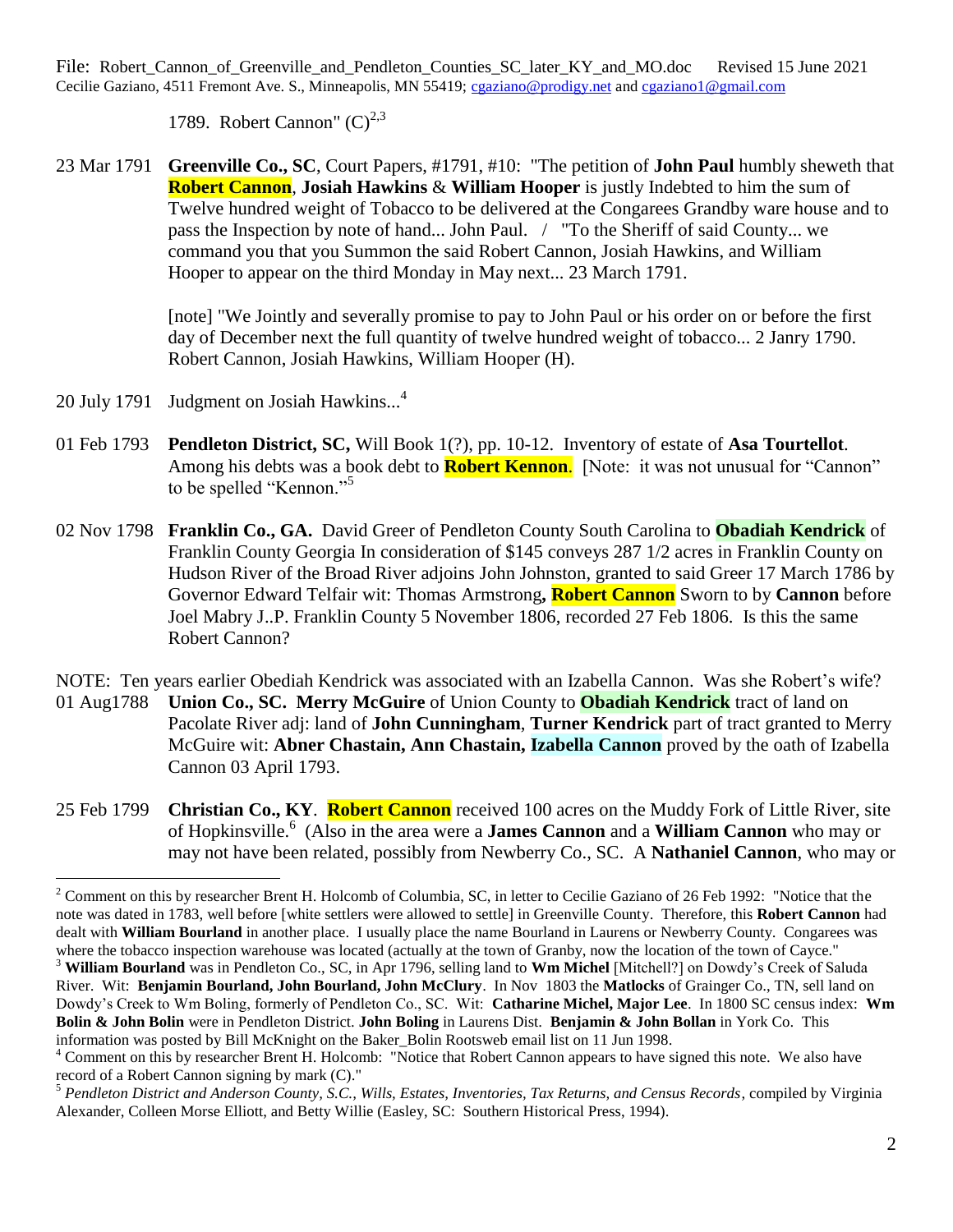1789. Robert Cannon" (C)[2,3]

23 Mar 1791 **Greenville Co., SC**, Court Papers, #1791, #10: "The petition of **John Paul** humbly sheweth that **Robert Cannon**, **Josiah Hawkins** & **William Hooper** is justly Indebted to him the sum of Twelve hundred weight of Tobacco to be delivered at the Congarees Grandby ware house and to pass the Inspection by note of hand... John Paul. / "To the Sheriff of said County... we command you that you Summon the said Robert Cannon, Josiah Hawkins, and William Hooper to appear on the third Monday in May next... 23 March 1791.

[note] "We Jointly and severally promise to pay to John Paul or his order on or before the first day of December next the full quantity of twelve hundred weight of tobacco... 2 Janry 1790. Robert Cannon, Josiah Hawkins, William Hooper (H).

20 July 1791 Judgment on Josiah Hawkins...[4]

01 Feb 1793 **Pendleton District, SC,** Will Book 1(?), pp. 10-12. Inventory of estate of **Asa Tourtellot**. Among his debts was a book debt to **Robert Kennon**. [Note: it was not unusual for "Cannon" to be spelled "Kennon."[5]

02 Nov 1798 **Franklin Co., GA.** David Greer of Pendleton County South Carolina to **Obadiah Kendrick** of Franklin County Georgia In consideration of $145 conveys 287 1/2 acres in Franklin County on Hudson River of the Broad River adjoins John Johnston, granted to said Greer 17 March 1786 by Governor Edward Telfair wit: Thomas Armstrong, **Robert Cannon** Sworn to by **Cannon** before Joel Mabry J..P. Franklin County 5 November 1806, recorded 27 Feb 1806. Is this the same Robert Cannon?

NOTE: Ten years earlier Obediah Kendrick was associated with an Izabella Cannon. Was she Robert's wife?

01 Aug1788 **Union Co., SC. Merry McGuire** of Union County to **Obadiah Kendrick** tract of land on Pacolate River adj: land of **John Cunningham**, **Turner Kendrick** part of tract granted to Merry McGuire wit: **Abner Chastain, Ann Chastain, Izabella Cannon** proved by the oath of Izabella Cannon 03 April 1793.

25 Feb 1799 **Christian Co., KY**. **Robert Cannon** received 100 acres on the Muddy Fork of Little River, site of Hopkinsville.[6] (Also in the area were a **James Cannon** and a **William Cannon** who may or may not have been related, possibly from Newberry Co., SC. A **Nathaniel Cannon**, who may or

---

[2] Comment on this by researcher Brent H. Holcomb of Columbia, SC, in letter to Cecilie Gaziano of 26 Feb 1992: "Notice that the note was dated in 1783, well before [white settlers were allowed to settle] in Greenville County. Therefore, this **Robert Cannon** had dealt with **William Bourland** in another place. I usually place the name Bourland in Laurens or Newberry County. Congarees was where the tobacco inspection warehouse was located (actually at the town of Granby, now the location of the town of Cayce."

[3] **William Bourland** was in Pendleton Co., SC, in Apr 1796, selling land to **Wm Michel** [Mitchell?] on Dowdy's Creek of Saluda River. Wit: **Benjamin Bourland, John Bourland, John McClury**. In Nov 1803 the **Matlocks** of Grainger Co., TN, sell land on Dowdy's Creek to Wm Boling, formerly of Pendleton Co., SC. Wit: **Catharine Michel, Major Lee**. In 1800 SC census index: **Wm Bolin & John Bolin** were in Pendleton District. **John Boling** in Laurens Dist. **Benjamin & John Bollan** in York Co. This information was posted by Bill McKnight on the Baker_Bolin Rootsweb email list on 11 Jun 1998.

[4] Comment on this by researcher Brent H. Holcomb: "Notice that Robert Cannon appears to have signed this note. We also have record of a Robert Cannon signing by mark (C)."

[5] *Pendleton District and Anderson County, S.C., Wills, Estates, Inventories, Tax Returns, and Census Records*, compiled by Virginia Alexander, Colleen Morse Elliott, and Betty Willie (Easley, SC: Southern Historical Press, 1994).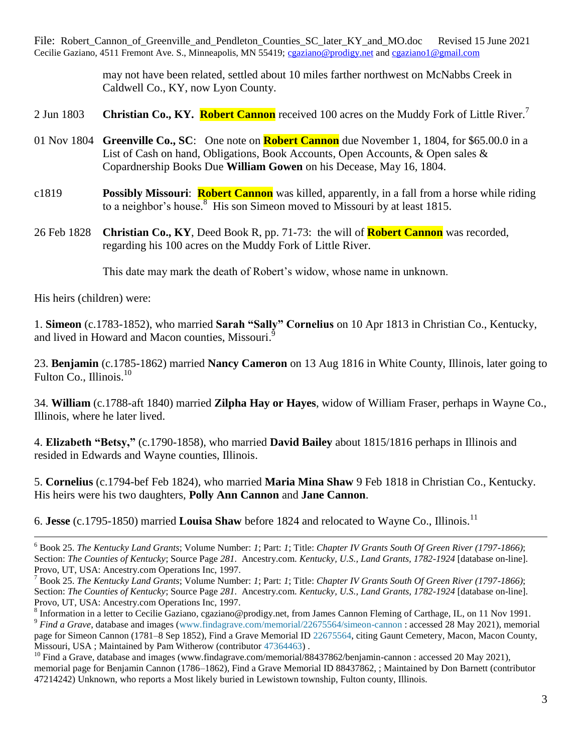may not have been related, settled about 10 miles farther northwest on McNabbs Creek in Caldwell Co., KY, now Lyon County.

2 Jun 1803 **Christian Co., KY. Robert Cannon** received 100 acres on the Muddy Fork of Little River.[7]

01 Nov 1804 **Greenville Co., SC**: One note on **Robert Cannon** due November 1, 1804, for $65.00.0 in a List of Cash on hand, Obligations, Book Accounts, Open Accounts, & Open sales & Copardnership Books Due **William Gowen** on his Decease, May 16, 1804.

c1819 **Possibly Missouri**: **Robert Cannon** was killed, apparently, in a fall from a horse while riding to a neighbor's house.[8] His son Simeon moved to Missouri by at least 1815.

26 Feb 1828 **Christian Co., KY**, Deed Book R, pp. 71-73: the will of **Robert Cannon** was recorded, regarding his 100 acres on the Muddy Fork of Little River.

This date may mark the death of Robert's widow, whose name in unknown.

His heirs (children) were:

1. **Simeon** (c.1783-1852), who married **Sarah "Sally" Cornelius** on 10 Apr 1813 in Christian Co., Kentucky, and lived in Howard and Macon counties, Missouri.[9]

23. **Benjamin** (c.1785-1862) married **Nancy Cameron** on 13 Aug 1816 in White County, Illinois, later going to Fulton Co., Illinois.[10]

34. **William** (c.1788-aft 1840) married **Zilpha Hay or Hayes**, widow of William Fraser, perhaps in Wayne Co., Illinois, where he later lived.

4. **Elizabeth "Betsy,"** (c.1790-1858), who married **David Bailey** about 1815/1816 perhaps in Illinois and resided in Edwards and Wayne counties, Illinois.

5. **Cornelius** (c.1794-bef Feb 1824), who married **Maria Mina Shaw** 9 Feb 1818 in Christian Co., Kentucky. His heirs were his two daughters, **Polly Ann Cannon** and **Jane Cannon**.

6. **Jesse** (c.1795-1850) married **Louisa Shaw** before 1824 and relocated to Wayne Co., Illinois.[11]

---

[6] Book 25. *The Kentucky Land Grants*; Volume Number: *1*; Part: *1*; Title: *Chapter IV Grants South Of Green River (1797-1866)*; Section: *The Counties of Kentucky*; Source Page *281*. Ancestry.com. *Kentucky, U.S., Land Grants, 1782-1924* [database on-line]. Provo, UT, USA: Ancestry.com Operations Inc, 1997.

[7] Book 25. *The Kentucky Land Grants*; Volume Number: *1*; Part: *1*; Title: *Chapter IV Grants South Of Green River (1797-1866)*; Section: *The Counties of Kentucky*; Source Page *281*. Ancestry.com. *Kentucky, U.S., Land Grants, 1782-1924* [database on-line]. Provo, UT, USA: Ancestry.com Operations Inc, 1997.

[8] Information in a letter to Cecilie Gaziano, cgaziano@prodigy.net, from James Cannon Fleming of Carthage, IL, on 11 Nov 1991.

[9] *Find a Grave*, database and images (www.findagrave.com/memorial/22675564/simeon-cannon : accessed 28 May 2021), memorial page for Simeon Cannon (1781–8 Sep 1852), Find a Grave Memorial ID 22675564, citing Gaunt Cemetery, Macon, Macon County, Missouri, USA ; Maintained by Pam Witherow (contributor 47364463) .

[10] Find a Grave, database and images (www.findagrave.com/memorial/88437862/benjamin-cannon : accessed 20 May 2021), memorial page for Benjamin Cannon (1786–1862), Find a Grave Memorial ID 88437862, ; Maintained by Don Barnett (contributor 47214242) Unknown, who reports a Most likely buried in Lewistown township, Fulton county, Illinois.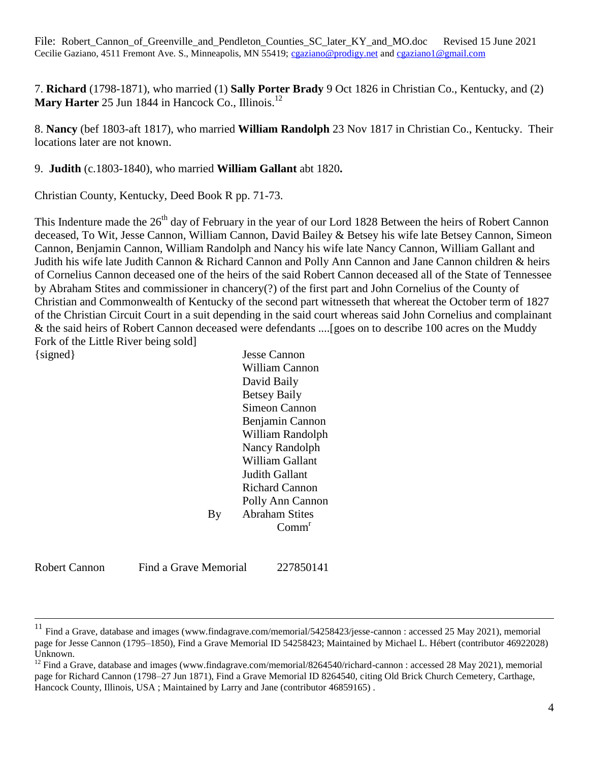7. **Richard** (1798-1871), who married (1) **Sally Porter Brady** 9 Oct 1826 in Christian Co., Kentucky, and (2) **Mary Harter** 25 Jun 1844 in Hancock Co., Illinois.[12]

8. **Nancy** (bef 1803-aft 1817), who married **William Randolph** 23 Nov 1817 in Christian Co., Kentucky. Their locations later are not known.

9. **Judith** (c.1803-1840), who married **William Gallant** abt 1820**.**

Christian County, Kentucky, Deed Book R pp. 71-73.

This Indenture made the 26th day of February in the year of our Lord 1828 Between the heirs of Robert Cannon deceased, To Wit, Jesse Cannon, William Cannon, David Bailey & Betsey his wife late Betsey Cannon, Simeon Cannon, Benjamin Cannon, William Randolph and Nancy his wife late Nancy Cannon, William Gallant and Judith his wife late Judith Cannon & Richard Cannon and Polly Ann Cannon and Jane Cannon children & heirs of Cornelius Cannon deceased one of the heirs of the said Robert Cannon deceased all of the State of Tennessee by Abraham Stites and commissioner in chancery(?) of the first part and John Cornelius of the County of Christian and Commonwealth of Kentucky of the second part witnesseth that whereat the October term of 1827 of the Christian Circuit Court in a suit depending in the said court whereas said John Cornelius and complainant & the said heirs of Robert Cannon deceased were defendants ....[goes on to describe 100 acres on the Muddy Fork of the Little River being sold]

{signed}

Jesse Cannon
William Cannon
David Baily
Betsey Baily
Simeon Cannon
Benjamin Cannon
William Randolph
Nancy Randolph
William Gallant
Judith Gallant
Richard Cannon
Polly Ann Cannon
By Abraham Stites
Commr

Robert Cannon Find a Grave Memorial 227850141

---

[11] Find a Grave, database and images (www.findagrave.com/memorial/54258423/jesse-cannon : accessed 25 May 2021), memorial page for Jesse Cannon (1795–1850), Find a Grave Memorial ID 54258423; Maintained by Michael L. Hébert (contributor 46922028) Unknown.

[12] Find a Grave, database and images (www.findagrave.com/memorial/8264540/richard-cannon : accessed 28 May 2021), memorial page for Richard Cannon (1798–27 Jun 1871), Find a Grave Memorial ID 8264540, citing Old Brick Church Cemetery, Carthage, Hancock County, Illinois, USA ; Maintained by Larry and Jane (contributor 46859165) .